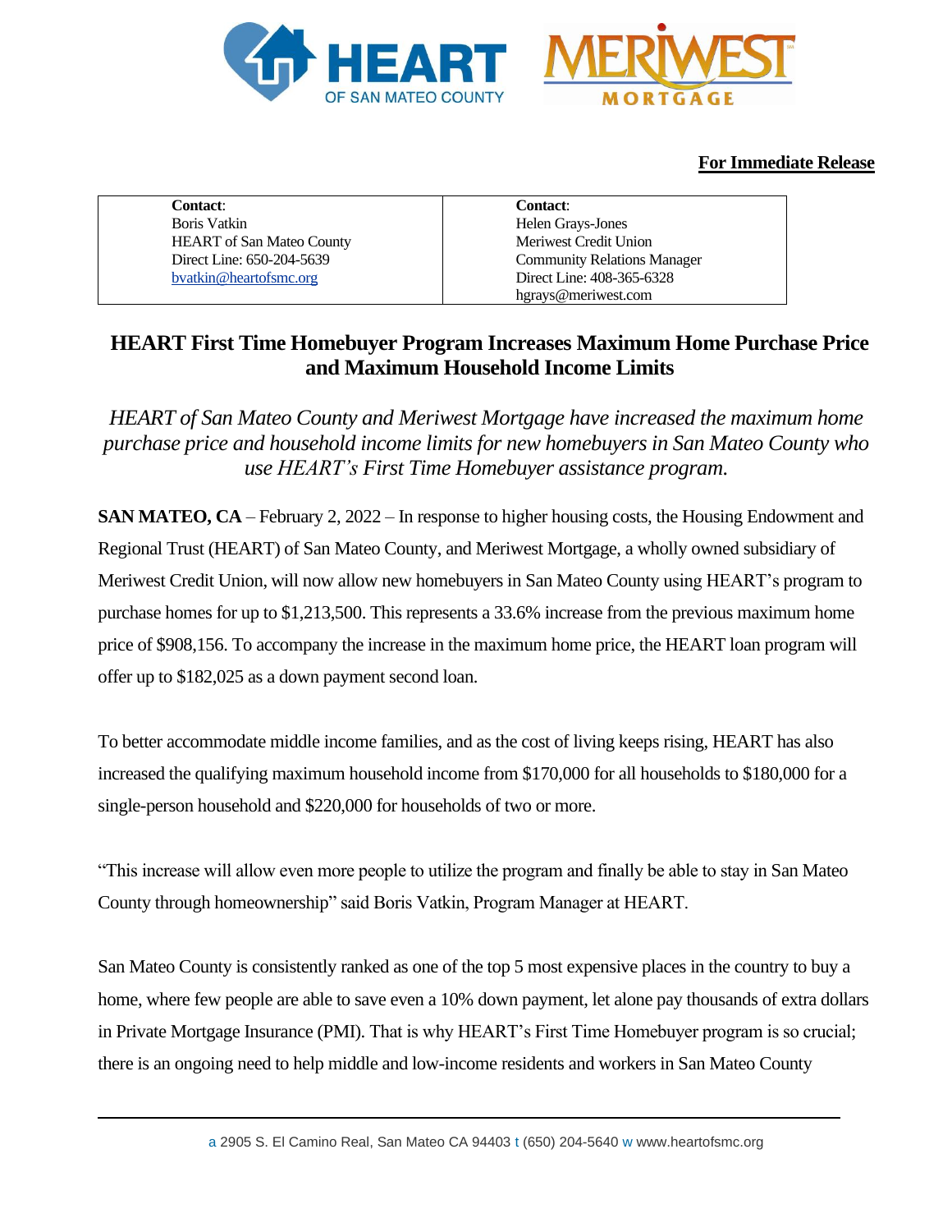**For Immediate Release**

| **Contact**: | **Contact**: |
| --- | --- |
| Boris Vatkin | Helen Grays-Jones |
| HEART of San Mateo County | Meriwest Credit Union |
| Direct Line: 650-204-5639 | Community Relations Manager |
| bvatkin@heartofsmc.org | Direct Line: 408-365-6328 |
| | hgrays@meriwest.com |

# HEART First Time Homebuyer Program Increases Maximum Home Purchase Price and Maximum Household Income Limits

*HEART of San Mateo County and Meriwest Mortgage have increased the maximum home purchase price and household income limits for new homebuyers in San Mateo County who use HEART's First Time Homebuyer assistance program.*

**SAN MATEO, CA** – February 2, 2022 – In response to higher housing costs, the Housing Endowment and Regional Trust (HEART) of San Mateo County, and Meriwest Mortgage, a wholly owned subsidiary of Meriwest Credit Union, will now allow new homebuyers in San Mateo County using HEART's program to purchase homes for up to $1,213,500. This represents a 33.6% increase from the previous maximum home price of $908,156. To accompany the increase in the maximum home price, the HEART loan program will offer up to $182,025 as a down payment second loan.

To better accommodate middle income families, and as the cost of living keeps rising, HEART has also increased the qualifying maximum household income from $170,000 for all households to $180,000 for a single-person household and $220,000 for households of two or more.

"This increase will allow even more people to utilize the program and finally be able to stay in San Mateo County through homeownership" said Boris Vatkin, Program Manager at HEART.

San Mateo County is consistently ranked as one of the top 5 most expensive places in the country to buy a home, where few people are able to save even a 10% down payment, let alone pay thousands of extra dollars in Private Mortgage Insurance (PMI). That is why HEART's First Time Homebuyer program is so crucial; there is an ongoing need to help middle and low-income residents and workers in San Mateo County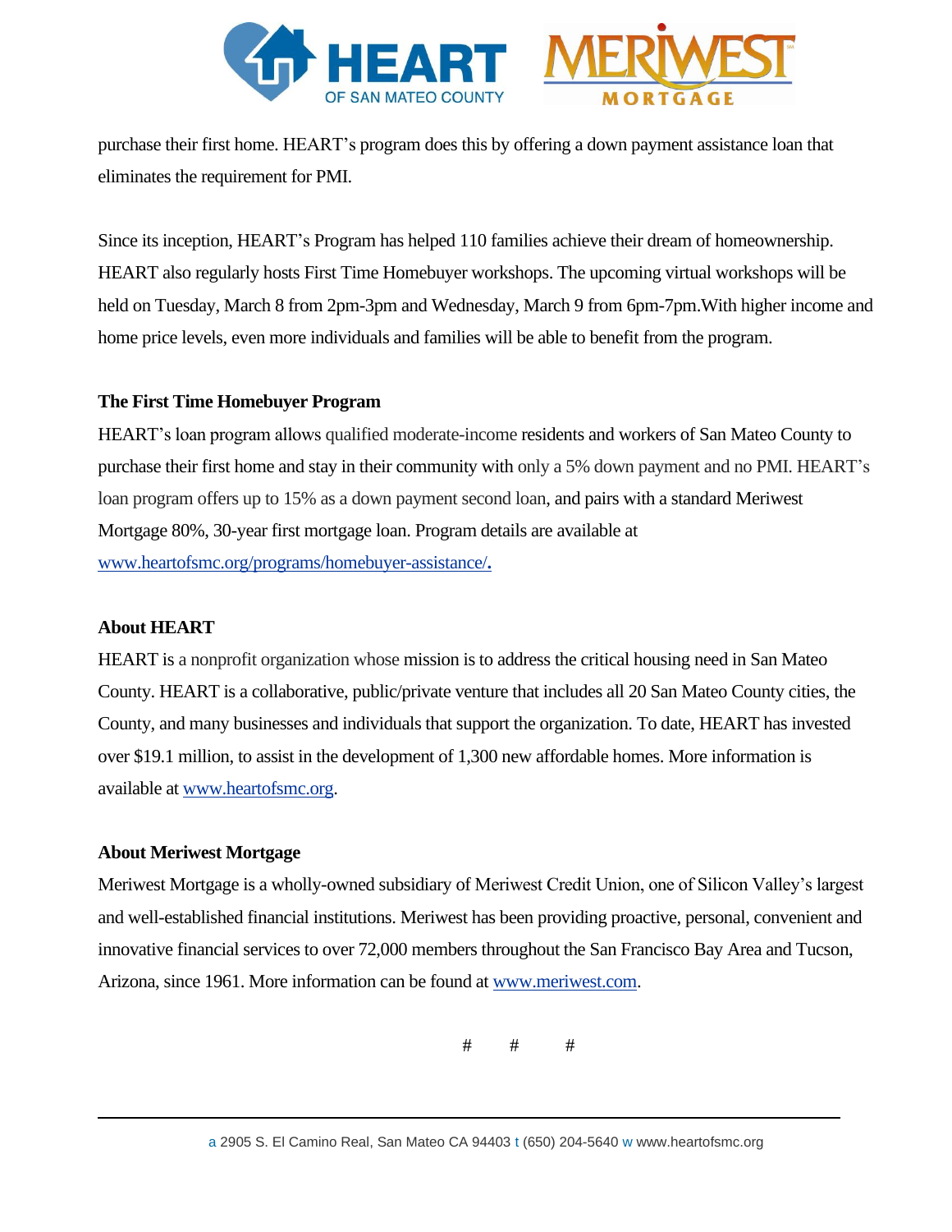purchase their first home. HEART's program does this by offering a down payment assistance loan that eliminates the requirement for PMI.

Since its inception, HEART's Program has helped 110 families achieve their dream of homeownership. HEART also regularly hosts First Time Homebuyer workshops. The upcoming virtual workshops will be held on Tuesday, March 8 from 2pm-3pm and Wednesday, March 9 from 6pm-7pm.With higher income and home price levels, even more individuals and families will be able to benefit from the program.

**The First Time Homebuyer Program**

HEART's loan program allows qualified moderate-income residents and workers of San Mateo County to purchase their first home and stay in their community with only a 5% down payment and no PMI. HEART's loan program offers up to 15% as a down payment second loan, and pairs with a standard Meriwest Mortgage 80%, 30-year first mortgage loan. Program details are available at www.heartofsmc.org/programs/homebuyer-assistance/.

**About HEART**

HEART is a nonprofit organization whose mission is to address the critical housing need in San Mateo County. HEART is a collaborative, public/private venture that includes all 20 San Mateo County cities, the County, and many businesses and individuals that support the organization. To date, HEART has invested over $19.1 million, to assist in the development of 1,300 new affordable homes. More information is available at www.heartofsmc.org.

**About Meriwest Mortgage**

Meriwest Mortgage is a wholly-owned subsidiary of Meriwest Credit Union, one of Silicon Valley's largest and well-established financial institutions. Meriwest has been providing proactive, personal, convenient and innovative financial services to over 72,000 members throughout the San Francisco Bay Area and Tucson, Arizona, since 1961. More information can be found at www.meriwest.com.

# # #

a 2905 S. El Camino Real, San Mateo CA 94403 t (650) 204-5640 w www.heartofsmc.org